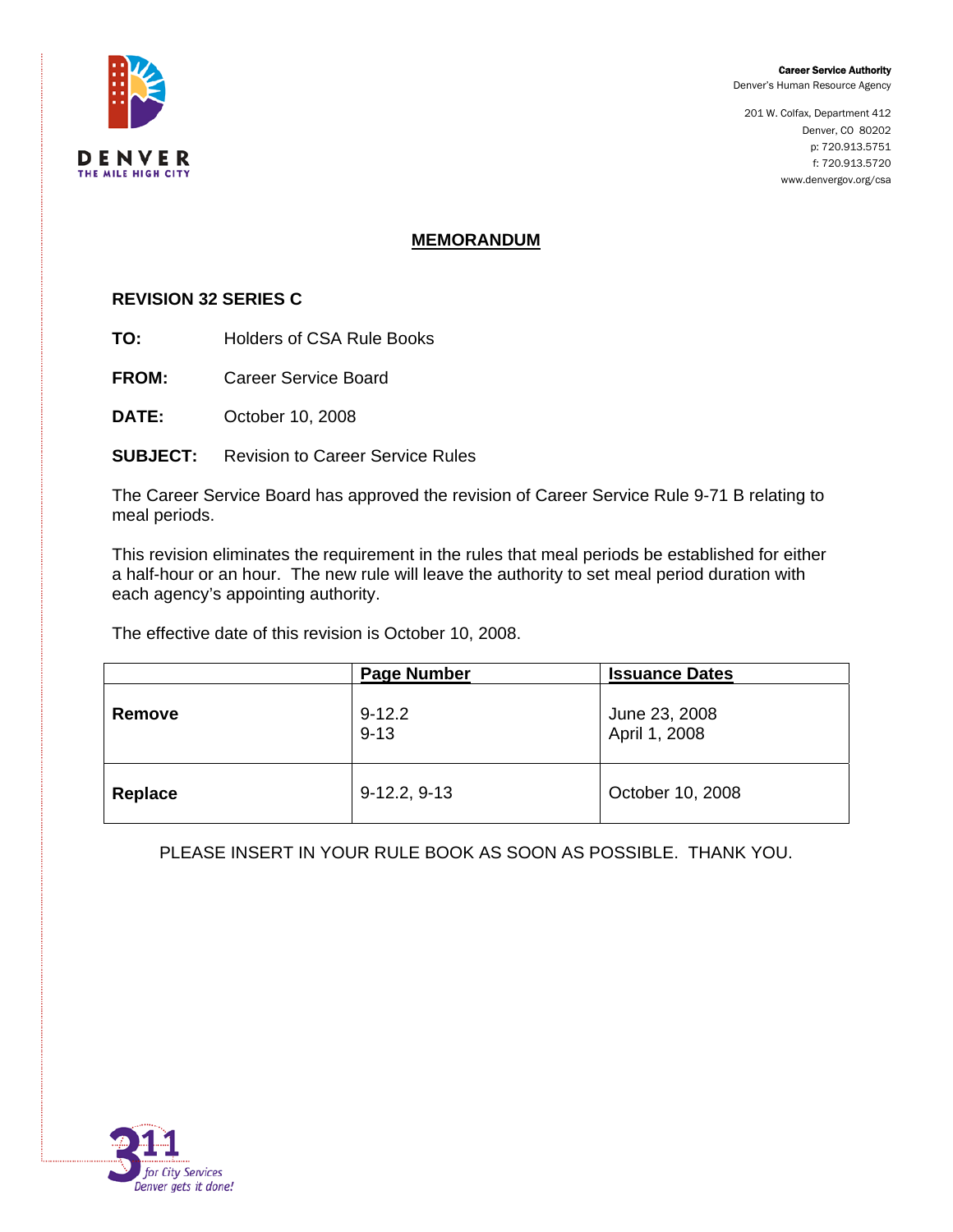Career Service Authority
Denver's Human Resource Agency

201 W. Colfax, Department 412
Denver, CO 80202
p: 720.913.5751
f: 720.913.5720
www.denvergov.org/csa

# MEMORANDUM

**REVISION 32 SERIES C**

**TO:** Holders of CSA Rule Books

**FROM:** Career Service Board

**DATE:** October 10, 2008

**SUBJECT:** Revision to Career Service Rules

The Career Service Board has approved the revision of Career Service Rule 9-71 B relating to meal periods.

This revision eliminates the requirement in the rules that meal periods be established for either a half-hour or an hour. The new rule will leave the authority to set meal period duration with each agency's appointing authority.

The effective date of this revision is October 10, 2008.

| | Page Number | Issuance Dates |
|---|---|---|
| **Remove** | 9-12.2<br>9-13 | June 23, 2008<br>April 1, 2008 |
| **Replace** | 9-12.2, 9-13 | October 10, 2008 |

PLEASE INSERT IN YOUR RULE BOOK AS SOON AS POSSIBLE. THANK YOU.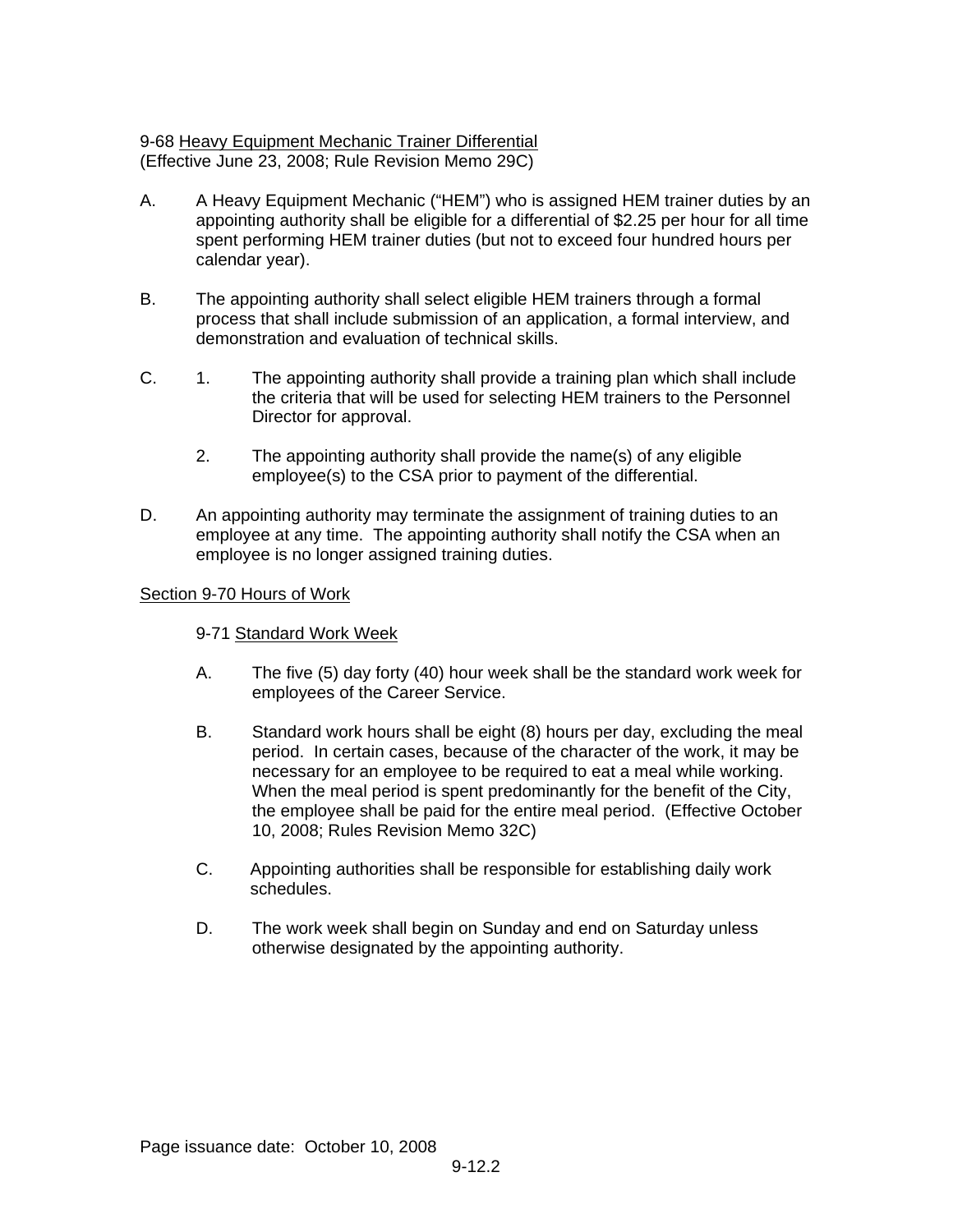9-68 Heavy Equipment Mechanic Trainer Differential
(Effective June 23, 2008; Rule Revision Memo 29C)

A. A Heavy Equipment Mechanic ("HEM") who is assigned HEM trainer duties by an appointing authority shall be eligible for a differential of $2.25 per hour for all time spent performing HEM trainer duties (but not to exceed four hundred hours per calendar year).

B. The appointing authority shall select eligible HEM trainers through a formal process that shall include submission of an application, a formal interview, and demonstration and evaluation of technical skills.

C. 1. The appointing authority shall provide a training plan which shall include the criteria that will be used for selecting HEM trainers to the Personnel Director for approval.

   2. The appointing authority shall provide the name(s) of any eligible employee(s) to the CSA prior to payment of the differential.

D. An appointing authority may terminate the assignment of training duties to an employee at any time. The appointing authority shall notify the CSA when an employee is no longer assigned training duties.

Section 9-70 Hours of Work

9-71 Standard Work Week

A. The five (5) day forty (40) hour week shall be the standard work week for employees of the Career Service.

B. Standard work hours shall be eight (8) hours per day, excluding the meal period. In certain cases, because of the character of the work, it may be necessary for an employee to be required to eat a meal while working. When the meal period is spent predominantly for the benefit of the City, the employee shall be paid for the entire meal period. (Effective October 10, 2008; Rules Revision Memo 32C)

C. Appointing authorities shall be responsible for establishing daily work schedules.

D. The work week shall begin on Sunday and end on Saturday unless otherwise designated by the appointing authority.

Page issuance date: October 10, 2008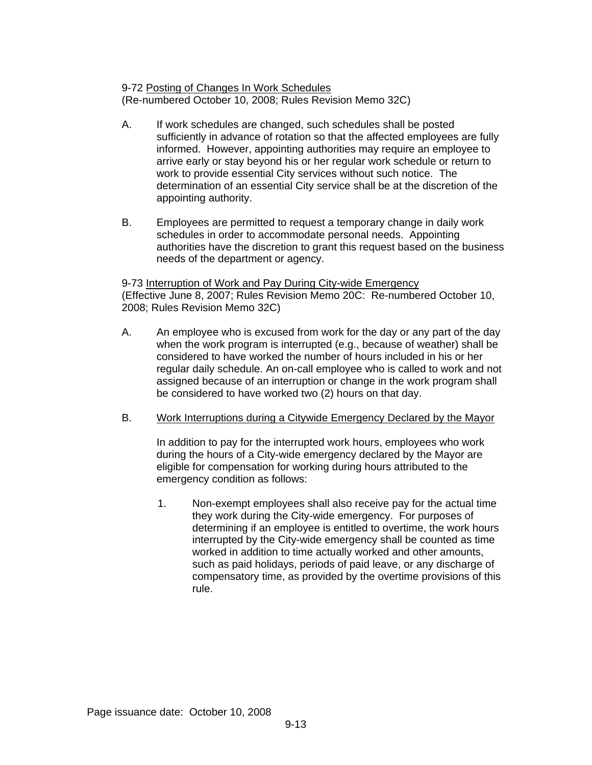9-72 Posting of Changes In Work Schedules
(Re-numbered October 10, 2008; Rules Revision Memo 32C)

A. If work schedules are changed, such schedules shall be posted sufficiently in advance of rotation so that the affected employees are fully informed. However, appointing authorities may require an employee to arrive early or stay beyond his or her regular work schedule or return to work to provide essential City services without such notice. The determination of an essential City service shall be at the discretion of the appointing authority.

B. Employees are permitted to request a temporary change in daily work schedules in order to accommodate personal needs. Appointing authorities have the discretion to grant this request based on the business needs of the department or agency.

9-73 Interruption of Work and Pay During City-wide Emergency
(Effective June 8, 2007; Rules Revision Memo 20C: Re-numbered October 10, 2008; Rules Revision Memo 32C)

A. An employee who is excused from work for the day or any part of the day when the work program is interrupted (e.g., because of weather) shall be considered to have worked the number of hours included in his or her regular daily schedule. An on-call employee who is called to work and not assigned because of an interruption or change in the work program shall be considered to have worked two (2) hours on that day.

B. Work Interruptions during a Citywide Emergency Declared by the Mayor

In addition to pay for the interrupted work hours, employees who work during the hours of a City-wide emergency declared by the Mayor are eligible for compensation for working during hours attributed to the emergency condition as follows:

1. Non-exempt employees shall also receive pay for the actual time they work during the City-wide emergency. For purposes of determining if an employee is entitled to overtime, the work hours interrupted by the City-wide emergency shall be counted as time worked in addition to time actually worked and other amounts, such as paid holidays, periods of paid leave, or any discharge of compensatory time, as provided by the overtime provisions of this rule.

Page issuance date: October 10, 2008